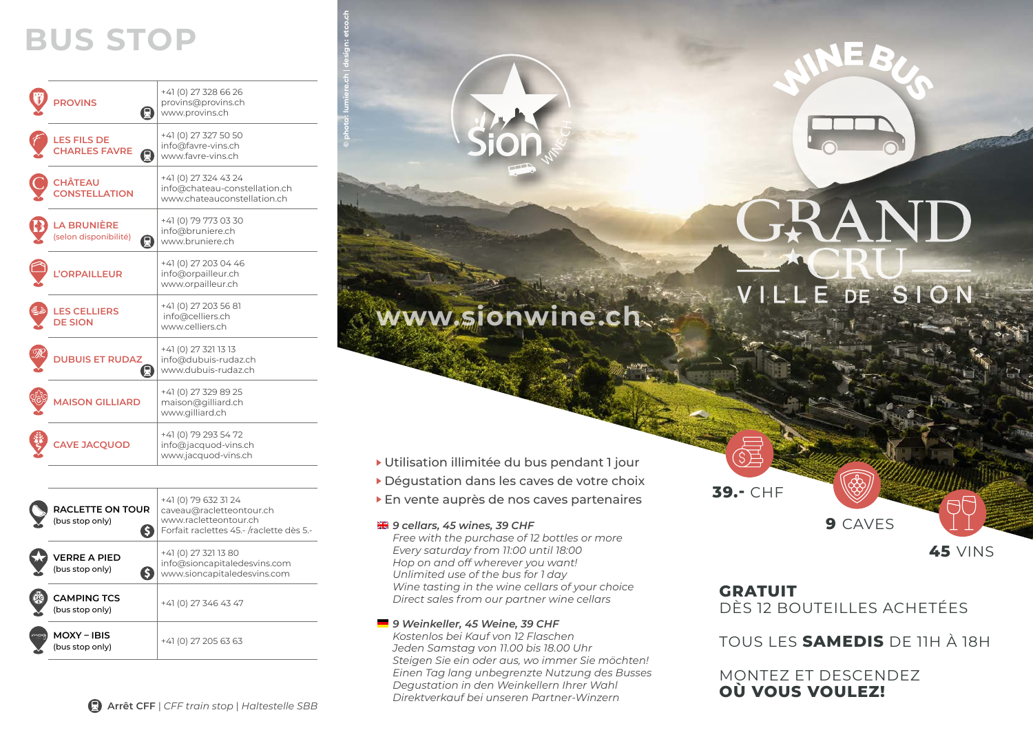# BUS STOP

| | |
|---|---|
| **PROVINS** (Arrêt CFF) | +41 (0) 27 328 66 26<br>provins@provins.ch<br>www.provins.ch |
| **LES FILS DE CHARLES FAVRE** (Arrêt CFF) | +41 (0) 27 327 50 50<br>info@favre-vins.ch<br>www.favre-vins.ch |
| **CHÂTEAU CONSTELLATION** | +41 (0) 27 324 43 24<br>info@chateau-constellation.ch<br>www.chateauconstellation.ch |
| **LA BRUNIÈRE** (selon disponibilité) (Arrêt CFF) | +41 (0) 79 773 03 30<br>info@bruniere.ch<br>www.bruniere.ch |
| **L'ORPAILLEUR** | +41 (0) 27 203 04 46<br>info@orpailleur.ch<br>www.orpailleur.ch |
| **LES CELLIERS DE SION** | +41 (0) 27 203 56 81<br>info@celliers.ch<br>www.celliers.ch |
| **DUBUIS ET RUDAZ** (Arrêt CFF) | +41 (0) 27 321 13 13<br>info@dubuis-rudaz.ch<br>www.dubuis-rudaz.ch |
| **MAISON GILLIARD** | +41 (0) 27 329 89 25<br>maison@gilliard.ch<br>www.gilliard.ch |
| **CAVE JACQUOD** | +41 (0) 79 293 54 72<br>info@jacquod-vins.ch<br>www.jacquod-vins.ch |

| | |
|---|---|
| **RACLETTE ON TOUR** (bus stop only) ($) | +41 (0) 79 632 31 24<br>caveau@raclettentour.ch<br>www.racletteontour.ch<br>Forfait raclettes 45.- /raclette dès 5.- |
| **VERRE A PIED** (bus stop only) ($) | +41 (0) 27 321 13 80<br>info@sioncapitaledesvins.com<br>www.sioncapitaledesvins.com |
| **CAMPING TCS** (bus stop only) | +41 (0) 27 346 43 47 |
| **MOXY – IBIS** (bus stop only) | +41 (0) 27 205 63 63 |

**Arrêt CFF** | *CFF train stop* | *Haltestelle SBB*

© photo: lumiere.ch | design: etco.ch

Sion WINE.CH

# WINE BUS

# GRAND CRU VILLE DE SION

www.sionwine.ch

- Utilisation illimitée du bus pendant 1 jour
- Dégustation dans les caves de votre choix
- En vente auprès de nos caves partenaires

**39.-** CHF

**9** CAVES

**45** VINS

***9 cellars, 45 wines, 39 CHF***
*Free with the purchase of 12 bottles or more*
*Every saturday from 11:00 until 18:00*
*Hop on and off wherever you want!*
*Unlimited use of the bus for 1 day*
*Wine tasting in the wine cellars of your choice*
*Direct sales from our partner wine cellars*

***9 Weinkeller, 45 Weine, 39 CHF***
*Kostenlos bei Kauf von 12 Flaschen*
*Jeden Samstag von 11.00 bis 18.00 Uhr*
*Steigen Sie ein oder aus, wo immer Sie möchten!*
*Einen Tag lang unbegrenzte Nutzung des Busses*
*Degustation in den Weinkellern Ihrer Wahl*
*Direktverkauf bei unseren Partner-Winzern*

**GRATUIT**
DÈS 12 BOUTEILLES ACHETÉES

TOUS LES **SAMEDIS** DE 11H À 18H

MONTEZ ET DESCENDEZ
**OÙ VOUS VOULEZ!**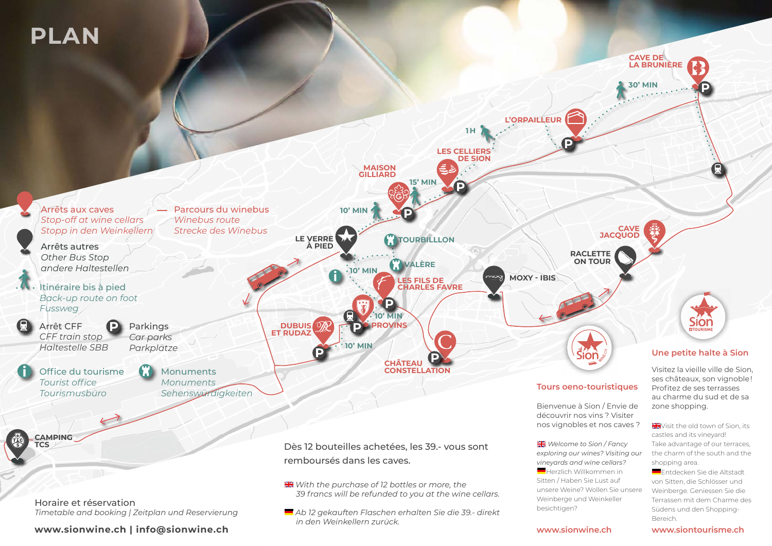# PLAN

Arrêts aux caves
*Stop-off at wine cellars*
*Stopp in den Weinkellern*

Parcours du winebus
*Winebus route*
*Strecke des Winebus*

Arrêts autres
*Other Bus Stop*
*andere Haltestellen*

Itinéraire bis à pied
*Back-up route on foot*
*Fussweg*

Arrêt CFF
*CFF train stop*
*Haltestelle SBB*

Parkings
*Car parks*
*Parkplätze*

Office du tourisme
*Tourist office*
*Tourismusbüro*

Monuments
*Monuments*
*Sehenswürdigkeiten*

CAVE DE LA BRUNIÈRE
30' MIN
L'ORPAILLEUR
1H
LES CELLIERS DE SION
MAISON GILLIARD
15' MIN
10' MIN
LE VERRE À PIED
TOURBILLLON
VALÈRE
10' MIN
LES FILS DE CHARLES FAVRE
10' MIN
PROVINS
DUBUIS ET RUDAZ
10' MIN
CHÂTEAU CONSTELLATION
CAVE JACQUOD
RACLETTE ON TOUR
MOXY - IBIS
CAMPING TCS

Horaire et réservation
*Timetable and booking | Zeitplan und Reservierung*

**www.sionwine.ch | info@sionwine.ch**

Dès 12 bouteilles achetées, les 39.- vous sont remboursés dans les caves.

*With the purchase of 12 bottles or more, the 39 francs will be refunded to you at the wine cellars.*

*Ab 12 gekauften Flaschen erhalten Sie die 39.- direkt in den Weinkellern zurück.*

## Tours oeno-touristiques

Bienvenue à Sion / Envie de découvrir nos vins ? Visiter nos vignobles et nos caves ?

*Welcome to Sion / Fancy exploring our wines? Visiting our vineyards and wine cellars?*

Herzlich Willkommen in Sitten / Haben Sie Lust auf unsere Weine? Wollen Sie unsere Weinberge und Weinkeller besichtigen?

www.sionwine.ch

## Une petite halte à Sion

Visitez la vieille ville de Sion, ses châteaux, son vignoble ! Profitez de ses terrasses au charme du sud et de sa zone shopping.

Visit the old town of Sion, its castles and its vineyard! Take advantage of our terraces, the charm of the south and the shopping area.

Entdecken Sie die Altstadt von Sitten, die Schlösser und Weinberge. Geniessen Sie die Terrassen mit dem Charme des Südens und den Shopping-Bereich.

www.siontourisme.ch